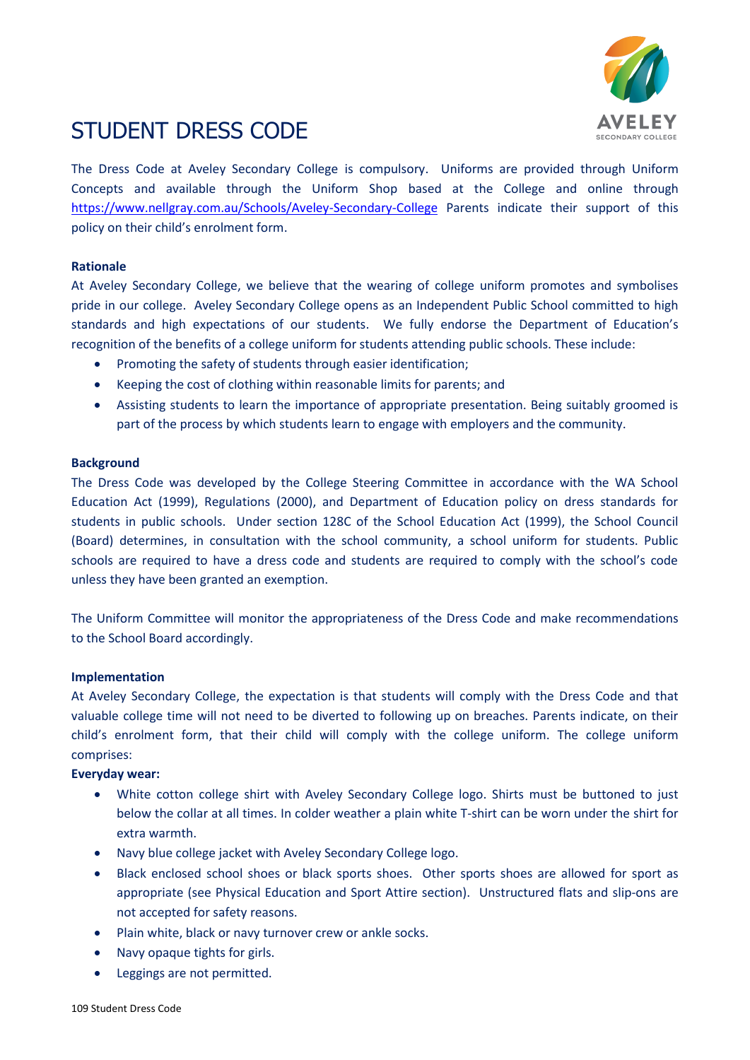# STUDENT DRESS CODE

The Dress Code at Aveley Secondary College is compulsory. Uniforms are provided through Uniform Concepts and available through the Uniform Shop based at the College and online through https://www.nellgray.com.au/Schools/Aveley-Secondary-College Parents indicate their support of this policy on their child's enrolment form.

**Rationale**

At Aveley Secondary College, we believe that the wearing of college uniform promotes and symbolises pride in our college. Aveley Secondary College opens as an Independent Public School committed to high standards and high expectations of our students. We fully endorse the Department of Education's recognition of the benefits of a college uniform for students attending public schools. These include:

- Promoting the safety of students through easier identification;
- Keeping the cost of clothing within reasonable limits for parents; and
- Assisting students to learn the importance of appropriate presentation. Being suitably groomed is part of the process by which students learn to engage with employers and the community.

**Background**

The Dress Code was developed by the College Steering Committee in accordance with the WA School Education Act (1999), Regulations (2000), and Department of Education policy on dress standards for students in public schools. Under section 128C of the School Education Act (1999), the School Council (Board) determines, in consultation with the school community, a school uniform for students. Public schools are required to have a dress code and students are required to comply with the school's code unless they have been granted an exemption.

The Uniform Committee will monitor the appropriateness of the Dress Code and make recommendations to the School Board accordingly.

**Implementation**

At Aveley Secondary College, the expectation is that students will comply with the Dress Code and that valuable college time will not need to be diverted to following up on breaches. Parents indicate, on their child's enrolment form, that their child will comply with the college uniform. The college uniform comprises:

**Everyday wear:**

- White cotton college shirt with Aveley Secondary College logo. Shirts must be buttoned to just below the collar at all times. In colder weather a plain white T-shirt can be worn under the shirt for extra warmth.
- Navy blue college jacket with Aveley Secondary College logo.
- Black enclosed school shoes or black sports shoes. Other sports shoes are allowed for sport as appropriate (see Physical Education and Sport Attire section). Unstructured flats and slip-ons are not accepted for safety reasons.
- Plain white, black or navy turnover crew or ankle socks.
- Navy opaque tights for girls.
- Leggings are not permitted.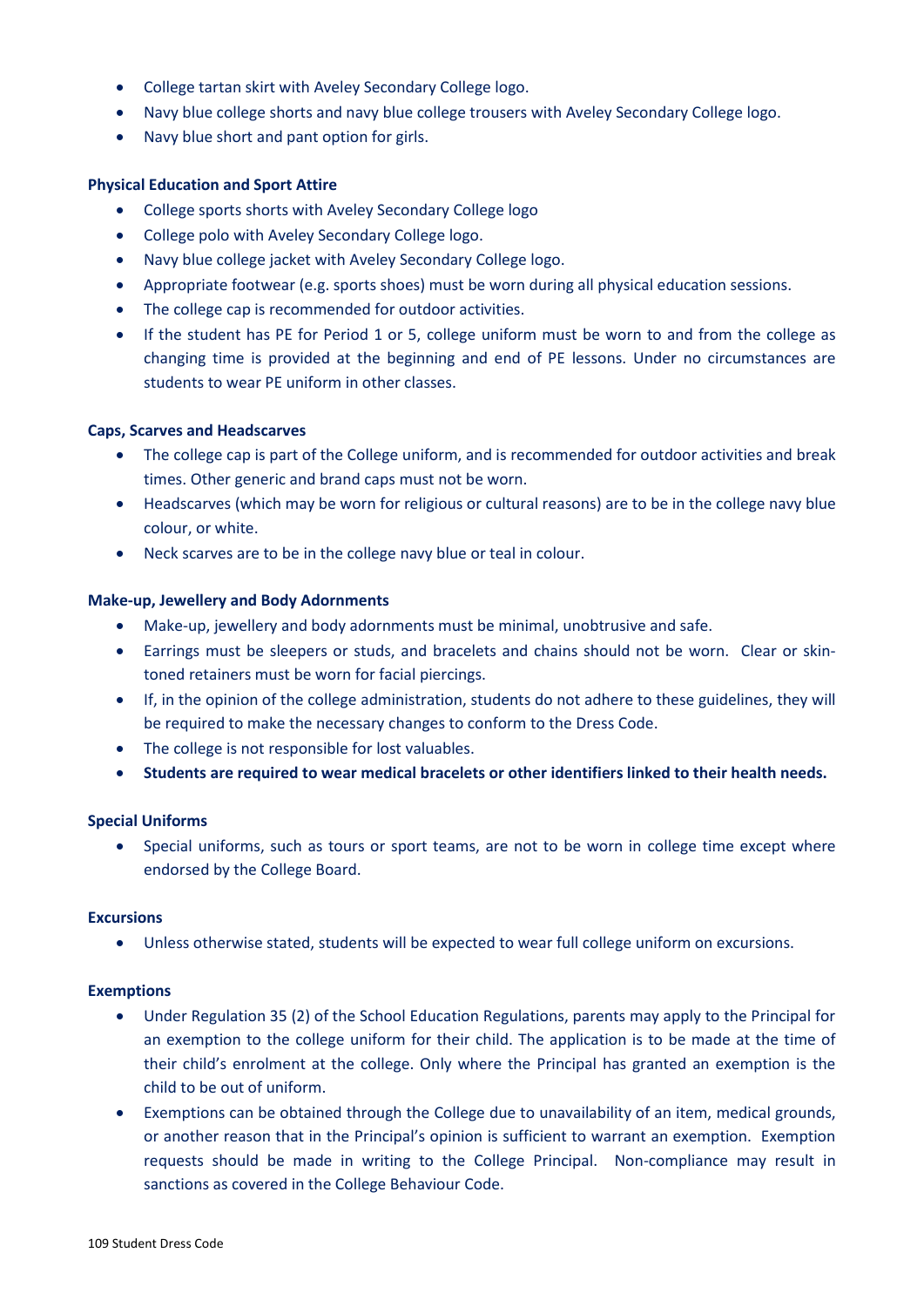- College tartan skirt with Aveley Secondary College logo.
- Navy blue college shorts and navy blue college trousers with Aveley Secondary College logo.
- Navy blue short and pant option for girls.

**Physical Education and Sport Attire**

- College sports shorts with Aveley Secondary College logo
- College polo with Aveley Secondary College logo.
- Navy blue college jacket with Aveley Secondary College logo.
- Appropriate footwear (e.g. sports shoes) must be worn during all physical education sessions.
- The college cap is recommended for outdoor activities.
- If the student has PE for Period 1 or 5, college uniform must be worn to and from the college as changing time is provided at the beginning and end of PE lessons. Under no circumstances are students to wear PE uniform in other classes.

**Caps, Scarves and Headscarves**

- The college cap is part of the College uniform, and is recommended for outdoor activities and break times. Other generic and brand caps must not be worn.
- Headscarves (which may be worn for religious or cultural reasons) are to be in the college navy blue colour, or white.
- Neck scarves are to be in the college navy blue or teal in colour.

**Make-up, Jewellery and Body Adornments**

- Make-up, jewellery and body adornments must be minimal, unobtrusive and safe.
- Earrings must be sleepers or studs, and bracelets and chains should not be worn. Clear or skin-toned retainers must be worn for facial piercings.
- If, in the opinion of the college administration, students do not adhere to these guidelines, they will be required to make the necessary changes to conform to the Dress Code.
- The college is not responsible for lost valuables.
- **Students are required to wear medical bracelets or other identifiers linked to their health needs.**

**Special Uniforms**

- Special uniforms, such as tours or sport teams, are not to be worn in college time except where endorsed by the College Board.

**Excursions**

- Unless otherwise stated, students will be expected to wear full college uniform on excursions.

**Exemptions**

- Under Regulation 35 (2) of the School Education Regulations, parents may apply to the Principal for an exemption to the college uniform for their child. The application is to be made at the time of their child's enrolment at the college. Only where the Principal has granted an exemption is the child to be out of uniform.
- Exemptions can be obtained through the College due to unavailability of an item, medical grounds, or another reason that in the Principal's opinion is sufficient to warrant an exemption. Exemption requests should be made in writing to the College Principal. Non-compliance may result in sanctions as covered in the College Behaviour Code.